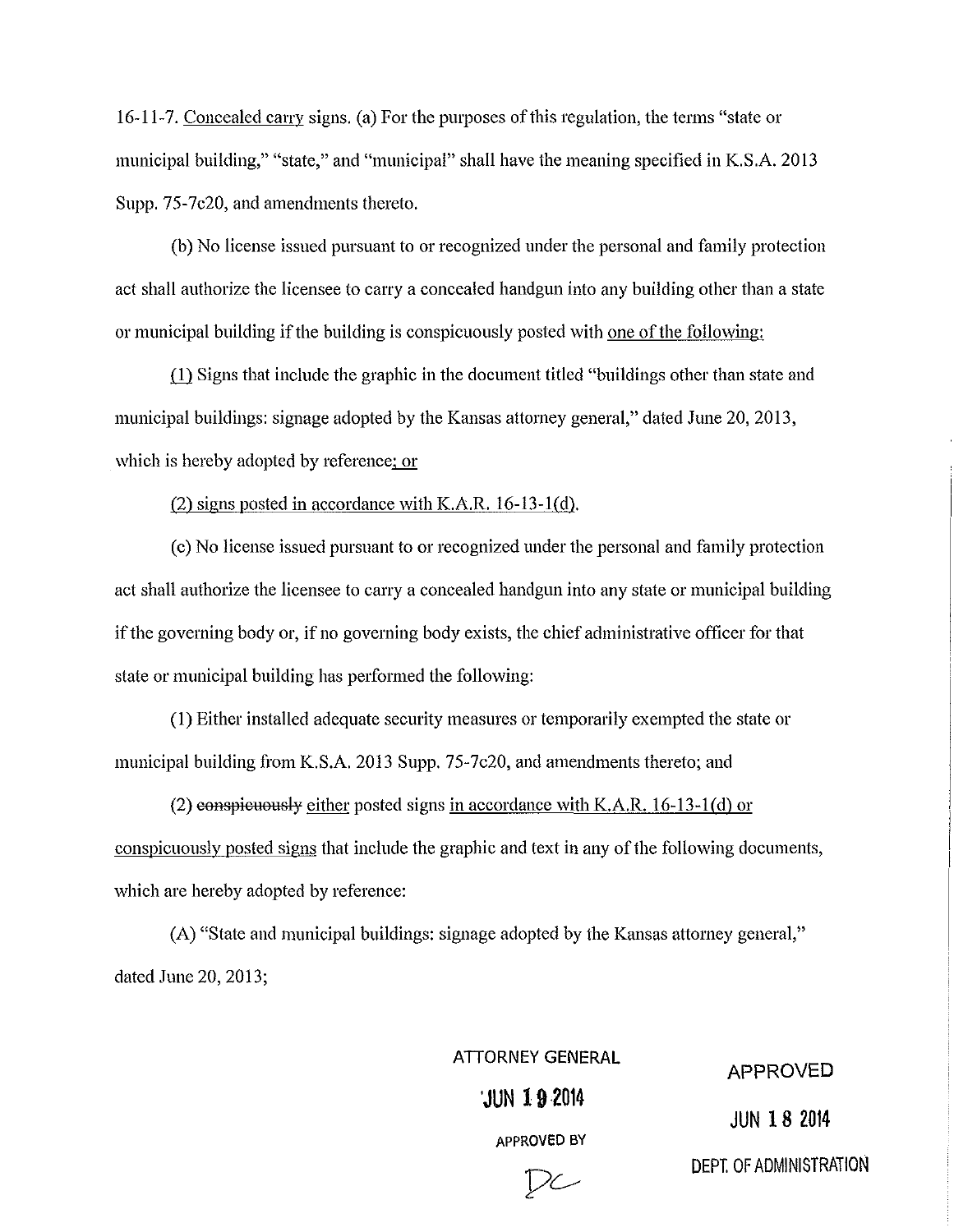16-11-7. <u>Concealed carry</u> signs. (a) For the purposes of this regulation, the terms "state or municipal building," "state," and "municipal" shall have the meaning specified in K.S.A. 2013 Supp. 75-7c20, and amendments thereto.

(b) No license issued pursuant to or recognized under the personal and family protection act shall authorize the licensee to carry a concealed handgun into any building other than a state or municipal building if the building is conspicuously posted with <u>one of the following:</u>

<u>(1)</u> Signs that include the graphic in the document titled "buildings other than state and municipal buildings: signage adopted by the Kansas attorney general," dated June 20, 2013, which is hereby adopted by reference<u>; or</u>

<u>(2) signs posted in accordance with K.A.R. 16-13-1(d).</u>

(c) No license issued pursuant to or recognized under the personal and family protection act shall authorize the licensee to carry a concealed handgun into any state or municipal building if the governing body or, if no governing body exists, the chief administrative officer for that state or municipal building has performed the following:

(1) Either installed adequate security measures or temporarily exempted the state or municipal building from K.S.A. 2013 Supp. 75-7c20, and amendments thereto; and

(2) ~~conspicuously~~ <u>either</u> posted signs <u>in accordance with K.A.R. 16-13-1(d) or conspicuously posted signs</u> that include the graphic and text in any of the following documents, which are hereby adopted by reference:

(A) "State and municipal buildings: signage adopted by the Kansas attorney general," dated June 20, 2013;

ATTORNEY GENERAL
JUN 19 2014
APPROVED BY
DC

APPROVED
JUN 18 2014
DEPT. OF ADMINISTRATION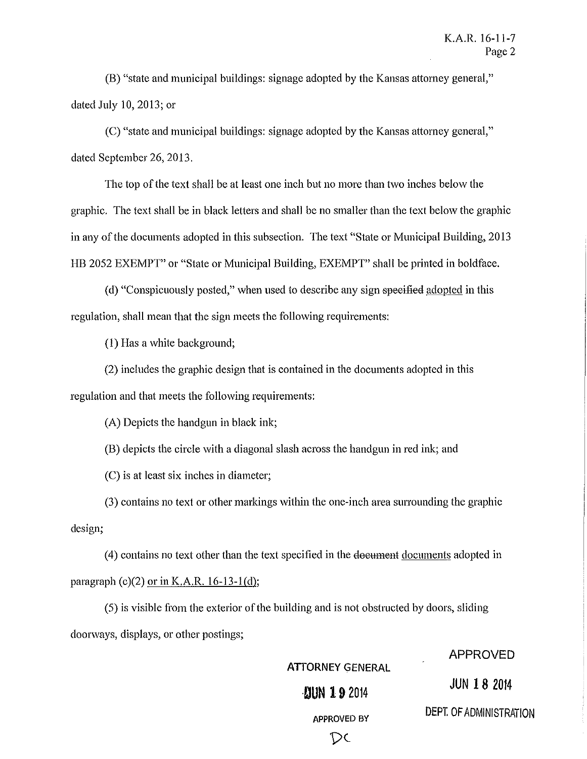(B) "state and municipal buildings: signage adopted by the Kansas attorney general," dated July 10, 2013; or

(C) "state and municipal buildings: signage adopted by the Kansas attorney general," dated September 26, 2013.

The top of the text shall be at least one inch but no more than two inches below the graphic. The text shall be in black letters and shall be no smaller than the text below the graphic in any of the documents adopted in this subsection. The text "State or Municipal Building, 2013 HB 2052 EXEMPT" or "State or Municipal Building, EXEMPT" shall be printed in boldface.

(d) "Conspicuously posted," when used to describe any sign ~~specified~~ <u>adopted</u> in this regulation, shall mean that the sign meets the following requirements:

(1) Has a white background;

(2) includes the graphic design that is contained in the documents adopted in this regulation and that meets the following requirements:

(A) Depicts the handgun in black ink;

(B) depicts the circle with a diagonal slash across the handgun in red ink; and

(C) is at least six inches in diameter;

(3) contains no text or other markings within the one-inch area surrounding the graphic design;

(4) contains no text other than the text specified in the ~~document~~ <u>documents</u> adopted in paragraph (c)(2) <u>or in K.A.R. 16-13-1(d)</u>;

(5) is visible from the exterior of the building and is not obstructed by doors, sliding doorways, displays, or other postings;

ATTORNEY GENERAL
JUN 19 2014
APPROVED BY
DC

APPROVED
JUN 18 2014
DEPT. OF ADMINISTRATION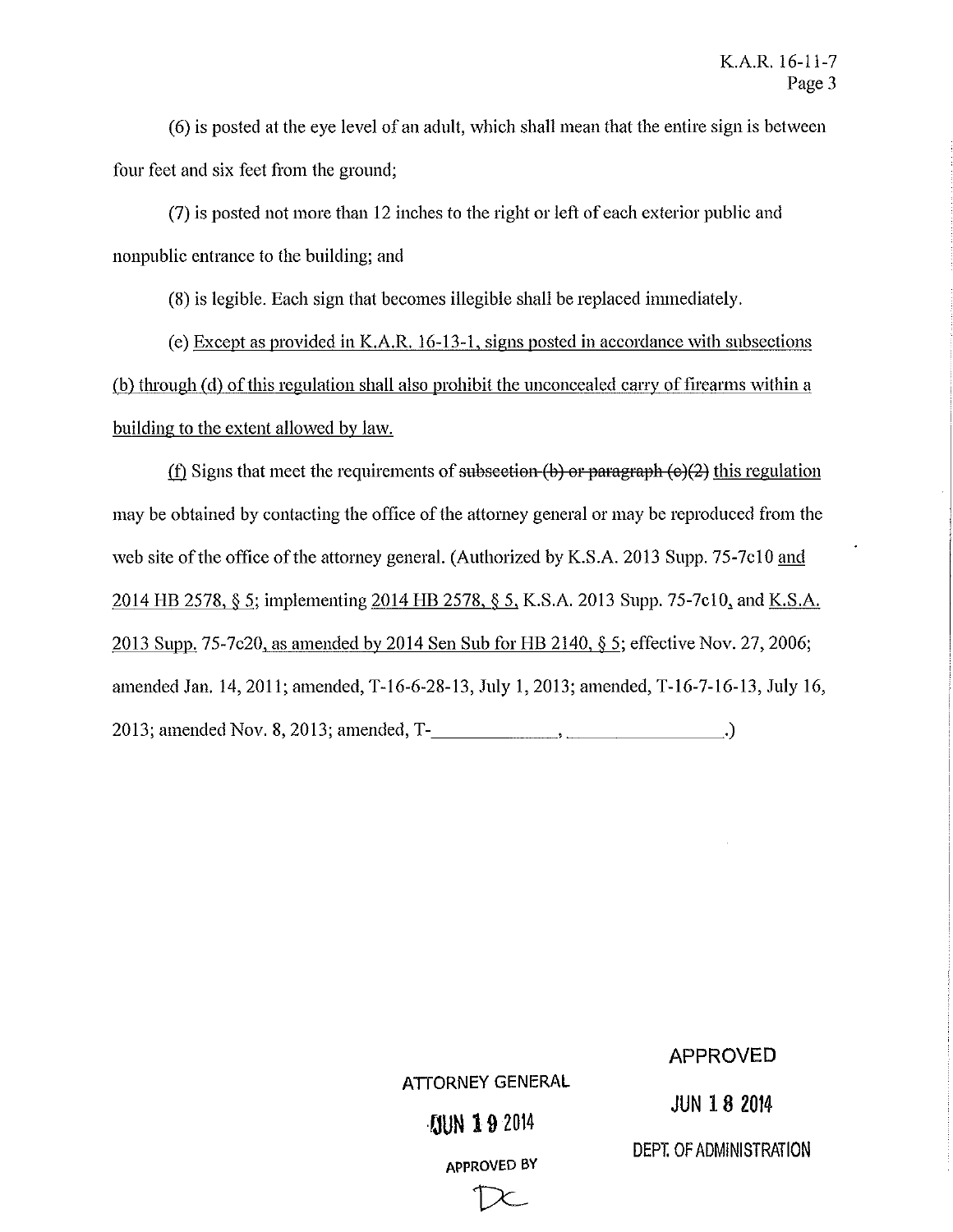(6) is posted at the eye level of an adult, which shall mean that the entire sign is between four feet and six feet from the ground;

(7) is posted not more than 12 inches to the right or left of each exterior public and nonpublic entrance to the building; and

(8) is legible. Each sign that becomes illegible shall be replaced immediately.

(e) <u>Except as provided in K.A.R. 16-13-1, signs posted in accordance with subsections (b) through (d) of this regulation shall also prohibit the unconcealed carry of firearms within a building to the extent allowed by law.</u>

<u>(f)</u> Signs that meet the requirements of ~~subsection (b) or paragraph (c)(2)~~ <u>this regulation</u> may be obtained by contacting the office of the attorney general or may be reproduced from the web site of the office of the attorney general. (Authorized by K.S.A. 2013 Supp. 75-7c10 <u>and 2014 HB 2578, § 5</u>; implementing <u>2014 HB 2578, § 5,</u> K.S.A. 2013 Supp. 75-7c10, and <u>K.S.A. 2013 Supp. 75-7c20, as amended by 2014 Sen Sub for HB 2140, § 5</u>; effective Nov. 27, 2006; amended Jan. 14, 2011; amended, T-16-6-28-13, July 1, 2013; amended, T-16-7-16-13, July 16, 2013; amended Nov. 8, 2013; amended, T-\_\_\_\_\_\_\_\_\_\_\_\_\_\_, \_\_\_\_\_\_\_\_\_\_\_\_\_\_\_\_\_\_.)

ATTORNEY GENERAL
JUN 19 2014
APPROVED BY
DC

APPROVED
JUN 18 2014
DEPT. OF ADMINISTRATION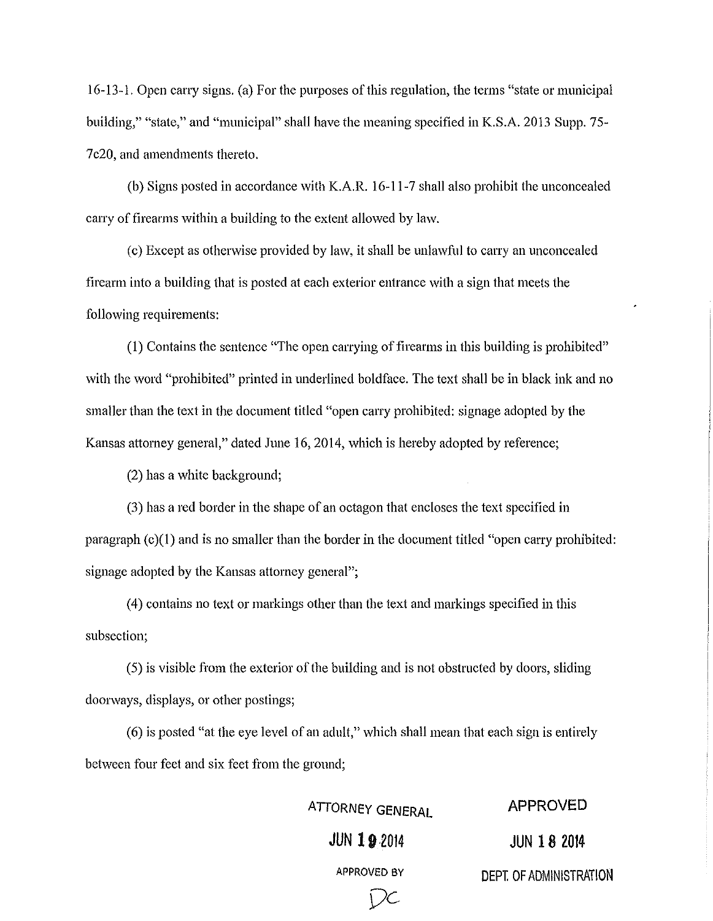16-13-1. Open carry signs. (a) For the purposes of this regulation, the terms "state or municipal building," "state," and "municipal" shall have the meaning specified in K.S.A. 2013 Supp. 75-7c20, and amendments thereto.

(b) Signs posted in accordance with K.A.R. 16-11-7 shall also prohibit the unconcealed carry of firearms within a building to the extent allowed by law.

(c) Except as otherwise provided by law, it shall be unlawful to carry an unconcealed firearm into a building that is posted at each exterior entrance with a sign that meets the following requirements:

(1) Contains the sentence "The open carrying of firearms in this building is prohibited" with the word "prohibited" printed in underlined boldface. The text shall be in black ink and no smaller than the text in the document titled "open carry prohibited: signage adopted by the Kansas attorney general," dated June 16, 2014, which is hereby adopted by reference;

(2) has a white background;

(3) has a red border in the shape of an octagon that encloses the text specified in paragraph (c)(1) and is no smaller than the border in the document titled "open carry prohibited: signage adopted by the Kansas attorney general";

(4) contains no text or markings other than the text and markings specified in this subsection;

(5) is visible from the exterior of the building and is not obstructed by doors, sliding doorways, displays, or other postings;

(6) is posted "at the eye level of an adult," which shall mean that each sign is entirely between four feet and six feet from the ground;

ATTORNEY GENERAL
JUN 19 2014
APPROVED BY
DC

APPROVED
JUN 18 2014
DEPT. OF ADMINISTRATION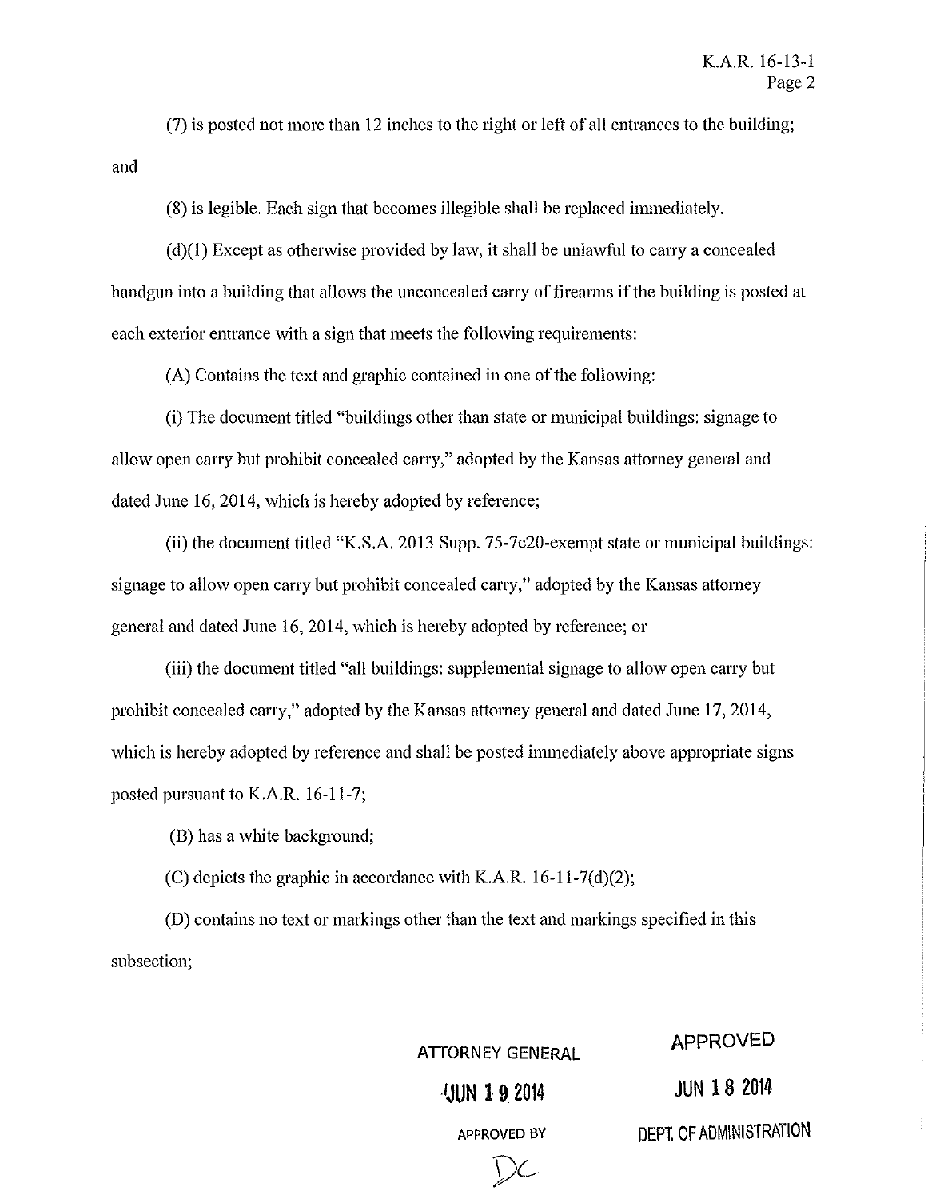(7) is posted not more than 12 inches to the right or left of all entrances to the building; and

(8) is legible. Each sign that becomes illegible shall be replaced immediately.

(d)(1) Except as otherwise provided by law, it shall be unlawful to carry a concealed handgun into a building that allows the unconcealed carry of firearms if the building is posted at each exterior entrance with a sign that meets the following requirements:

(A) Contains the text and graphic contained in one of the following:

(i) The document titled "buildings other than state or municipal buildings: signage to allow open carry but prohibit concealed carry," adopted by the Kansas attorney general and dated June 16, 2014, which is hereby adopted by reference;

(ii) the document titled "K.S.A. 2013 Supp. 75-7c20-exempt state or municipal buildings: signage to allow open carry but prohibit concealed carry," adopted by the Kansas attorney general and dated June 16, 2014, which is hereby adopted by reference; or

(iii) the document titled "all buildings: supplemental signage to allow open carry but prohibit concealed carry," adopted by the Kansas attorney general and dated June 17, 2014, which is hereby adopted by reference and shall be posted immediately above appropriate signs posted pursuant to K.A.R. 16-11-7;

(B) has a white background;

(C) depicts the graphic in accordance with K.A.R. 16-11-7(d)(2);

(D) contains no text or markings other than the text and markings specified in this subsection;

ATTORNEY GENERAL
JUN 19 2014
APPROVED BY
DC

APPROVED
JUN 18 2014
DEPT. OF ADMINISTRATION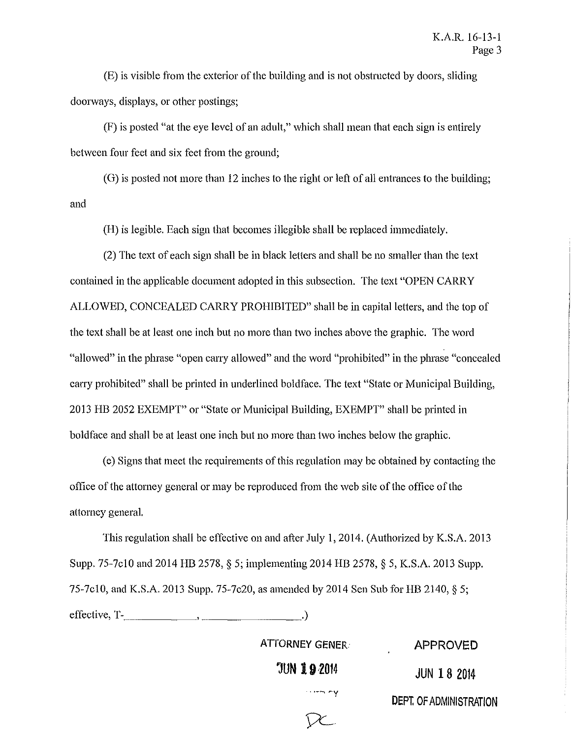(E) is visible from the exterior of the building and is not obstructed by doors, sliding doorways, displays, or other postings;

(F) is posted "at the eye level of an adult," which shall mean that each sign is entirely between four feet and six feet from the ground;

(G) is posted not more than 12 inches to the right or left of all entrances to the building; and

(H) is legible. Each sign that becomes illegible shall be replaced immediately.

(2) The text of each sign shall be in black letters and shall be no smaller than the text contained in the applicable document adopted in this subsection. The text "OPEN CARRY ALLOWED, CONCEALED CARRY PROHIBITED" shall be in capital letters, and the top of the text shall be at least one inch but no more than two inches above the graphic. The word "allowed" in the phrase "open carry allowed" and the word "prohibited" in the phrase "concealed carry prohibited" shall be printed in underlined boldface. The text "State or Municipal Building, 2013 HB 2052 EXEMPT" or "State or Municipal Building, EXEMPT" shall be printed in boldface and shall be at least one inch but no more than two inches below the graphic.

(e) Signs that meet the requirements of this regulation may be obtained by contacting the office of the attorney general or may be reproduced from the web site of the office of the attorney general.

This regulation shall be effective on and after July 1, 2014. (Authorized by K.S.A. 2013 Supp. 75-7c10 and 2014 HB 2578, § 5; implementing 2014 HB 2578, § 5, K.S.A. 2013 Supp. 75-7c10, and K.S.A. 2013 Supp. 75-7c20, as amended by 2014 Sen Sub for HB 2140, § 5; effective, T-\_\_\_\_\_\_\_\_\_\_\_\_, \_\_\_\_\_\_\_\_\_\_\_\_\_\_\_\_.)

ATTORNEY GENERAL
JUN 19 2014
APPROVED BY
DC

APPROVED
JUN 18 2014
DEPT. OF ADMINISTRATION